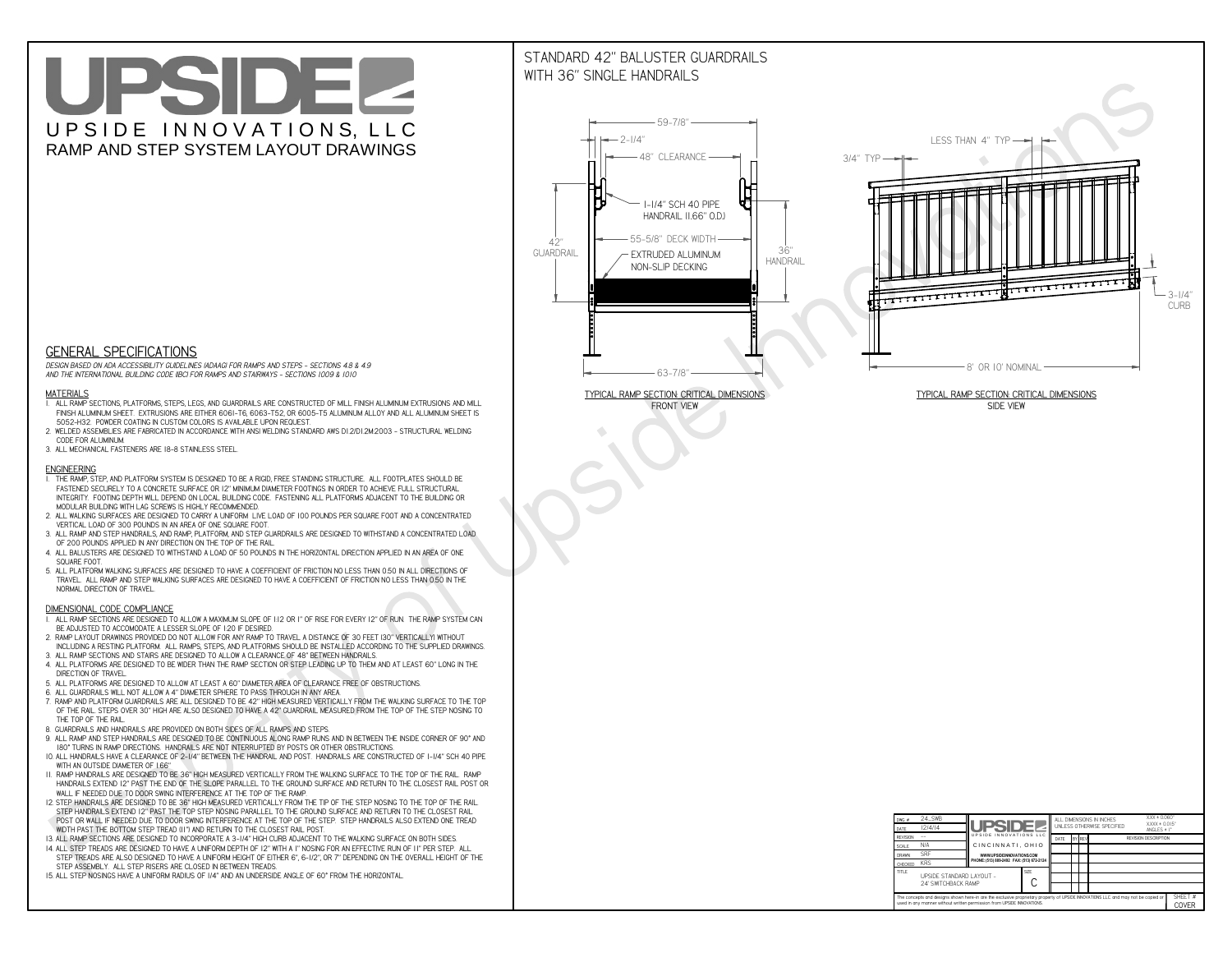# UPSIDE

UPSIDE INNOVATIONS, LLC

RAMP AND STEP SYSTEM LAYOUT DRAWINGS

## STANDARD 42" BALUSTER GUARDRAILS WITH 36" SINGLE HANDRAILS

59-7/8"
2-1/4"
48" CLEARANCE
1-1/4" SCH 40 PIPE HANDRAIL (1.66" O.D.)
42" GUARDRAIL
55-5/8" DECK WIDTH
EXTRUDED ALUMINUM NON-SLIP DECKING
36" HANDRAIL
63-7/8"

TYPICAL RAMP SECTION: CRITICAL DIMENSIONS
FRONT VIEW

LESS THAN 4" TYP
3/4" TYP
3-1/4" CURB
8' OR 10' NOMINAL

TYPICAL RAMP SECTION: CRITICAL DIMENSIONS
SIDE VIEW

## GENERAL SPECIFICATIONS

*DESIGN BASED ON ADA ACCESSIBILITY GUIDELINES (ADAAG) FOR RAMPS AND STEPS - SECTIONS 4.8 & 4.9 AND THE INTERNATIONAL BUILDING CODE (IBC) FOR RAMPS AND STAIRWAYS - SECTIONS 1009 & 1010*

### MATERIALS

1. ALL RAMP SECTIONS, PLATFORMS, STEPS, LEGS, AND GUARDRAILS ARE CONSTRUCTED OF MILL FINISH ALUMINUM EXTRUSIONS AND MILL FINISH ALUMINUM SHEET. EXTRUSIONS ARE EITHER 6061-T6, 6063-T52, OR 6005-T5 ALUMINUM ALLOY AND ALL ALUMINUM SHEET IS 5052-H32. POWDER COATING IN CUSTOM COLORS IS AVAILABLE UPON REQUEST.
2. WELDED ASSEMBLIES ARE FABRICATED IN ACCORDANCE WITH ANSI WELDING STANDARD AWS D1.2/D1.2M:2003 - STRUCTURAL WELDING CODE FOR ALUMINUM.
3. ALL MECHANICAL FASTENERS ARE 18-8 STAINLESS STEEL.

### ENGINEERING

1. THE RAMP, STEP, AND PLATFORM SYSTEM IS DESIGNED TO BE A RIGID, FREE STANDING STRUCTURE. ALL FOOTPLATES SHOULD BE FASTENED SECURELY TO A CONCRETE SURFACE OR 12" MINIMUM DIAMETER FOOTINGS IN ORDER TO ACHIEVE FULL STRUCTURAL INTEGRITY. FOOTING DEPTH WILL DEPEND ON LOCAL BUILDING CODE. FASTENING ALL PLATFORMS ADJACENT TO THE BUILDING OR MODULAR BUILDING WITH LAG SCREWS IS HIGHLY RECOMMENDED.
2. ALL WALKING SURFACES ARE DESIGNED TO CARRY A UNIFORM LIVE LOAD OF 100 POUNDS PER SQUARE FOOT AND A CONCENTRATED VERTICAL LOAD OF 300 POUNDS IN AN AREA OF ONE SQUARE FOOT.
3. ALL RAMP AND STEP HANDRAILS, AND RAMP, PLATFORM, AND STEP GUARDRAILS ARE DESIGNED TO WITHSTAND A CONCENTRATED LOAD OF 200 POUNDS APPLIED IN ANY DIRECTION ON THE TOP OF THE RAIL.
4. ALL BALUSTERS ARE DESIGNED TO WITHSTAND A LOAD OF 50 POUNDS IN THE HORIZONTAL DIRECTION APPLIED IN AN AREA OF ONE SQUARE FOOT.
5. ALL PLATFORM WALKING SURFACES ARE DESIGNED TO HAVE A COEFFICIENT OF FRICTION NO LESS THAN 0.50 IN ALL DIRECTIONS OF TRAVEL. ALL RAMP AND STEP WALKING SURFACES ARE DESIGNED TO HAVE A COEFFICIENT OF FRICTION NO LESS THAN 0.50 IN THE NORMAL DIRECTION OF TRAVEL.

### DIMENSIONAL CODE COMPLIANCE

1. ALL RAMP SECTIONS ARE DESIGNED TO ALLOW A MAXIMUM SLOPE OF 1:12 OR 1" OF RISE FOR EVERY 12" OF RUN. THE RAMP SYSTEM CAN BE ADJUSTED TO ACCOMODATE A LESSER SLOPE OF 1:20 IF DESIRED.
2. RAMP LAYOUT DRAWINGS PROVIDED DO NOT ALLOW FOR ANY RAMP TO TRAVEL A DISTANCE OF 30 FEET (30" VERTICALLY) WITHOUT INCLUDING A RESTING PLATFORM. ALL RAMPS, STEPS, AND PLATFORMS SHOULD BE INSTALLED ACCORDING TO THE SUPPLIED DRAWINGS.
3. ALL RAMP SECTIONS AND STAIRS ARE DESIGNED TO ALLOW A CLEARANCE OF 48" BETWEEN HANDRAILS.
4. ALL PLATFORMS ARE DESIGNED TO BE WIDER THAN THE RAMP SECTION OR STEP LEADING UP TO THEM AND AT LEAST 60" LONG IN THE DIRECTION OF TRAVEL.
5. ALL PLATFORMS ARE DESIGNED TO ALLOW AT LEAST A 60" DIAMETER AREA OF CLEARANCE FREE OF OBSTRUCTIONS.
6. ALL GUARDRAILS WILL NOT ALLOW A 4" DIAMETER SPHERE TO PASS THROUGH IN ANY AREA.
7. RAMP AND PLATFORM GUARDRAILS ARE ALL DESIGNED TO BE 42" HIGH MEASURED VERTICALLY FROM THE WALKING SURFACE TO THE TOP OF THE RAIL. STEPS OVER 30" HIGH ARE ALSO DESIGNED TO HAVE A 42" GUARDRAIL MEASURED FROM THE TOP OF THE STEP NOSING TO THE TOP OF THE RAIL.
8. GUARDRAILS AND HANDRAILS ARE PROVIDED ON BOTH SIDES OF ALL RAMPS AND STEPS.
9. ALL RAMP AND STEP HANDRAILS ARE DESIGNED TO BE CONTINUOUS ALONG RAMP RUNS AND IN BETWEEN THE INSIDE CORNER OF 90° AND 180° TURNS IN RAMP DIRECTIONS. HANDRAILS ARE NOT INTERRUPTED BY POSTS OR OTHER OBSTRUCTIONS.
10. ALL HANDRAILS HAVE A CLEARANCE OF 2-1/4" BETWEEN THE HANDRAIL AND POST. HANDRAILS ARE CONSTRUCTED OF 1-1/4" SCH 40 PIPE WITH AN OUTSIDE DIAMETER OF 1.66"
11. RAMP HANDRAILS ARE DESIGNED TO BE 36" HIGH MEASURED VERTICALLY FROM THE WALKING SURFACE TO THE TOP OF THE RAIL. RAMP HANDRAILS EXTEND 12" PAST THE END OF THE SLOPE PARALLEL TO THE GROUND SURFACE AND RETURN TO THE CLOSEST RAIL POST OR WALL IF NEEDED DUE TO DOOR SWING INTERFERENCE AT THE TOP OF THE RAMP.
12. STEP HANDRAILS ARE DESIGNED TO BE 36" HIGH MEASURED VERTICALLY FROM THE TIP OF THE STEP NOSING TO THE TOP OF THE RAIL. STEP HANDRAILS EXTEND 12" PAST THE TOP STEP NOSING PARALLEL TO THE GROUND SURFACE AND RETURN TO THE CLOSEST RAIL POST OR WALL IF NEEDED DUE TO DOOR SWING INTERFERENCE AT THE TOP OF THE STEP. STEP HANDRAILS ALSO EXTEND ONE TREAD WIDTH PAST THE BOTTOM STEP TREAD (11") AND RETURN TO THE CLOSEST RAIL POST.
13. ALL RAMP SECTIONS ARE DESIGNED TO INCORPORATE A 3-1/4" HIGH CURB ADJACENT TO THE WALKING SURFACE ON BOTH SIDES.
14. ALL STEP TREADS ARE DESIGNED TO HAVE A UNIFORM DEPTH OF 12" WITH A 1" NOSING FOR AN EFFECTIVE RUN OF 11" PER STEP. ALL STEP TREADS ARE ALSO DESIGNED TO HAVE A UNIFORM HEIGHT OF EITHER 6", 6-1/2", OR 7" DEPENDING ON THE OVERALL HEIGHT OF THE STEP ASSEMBLY. ALL STEP RISERS ARE CLOSED IN BETWEEN TREADS.
15. ALL STEP NOSINGS HAVE A UNIFORM RADIUS OF 1/4" AND AN UNDERSIDE ANGLE OF 60° FROM THE HORIZONTAL.

| | |
|---|---|
| DWG # | 24_SWB |
| DATE | 12/4/14 |
| REVISION | --- |
| SCALE | N/A |
| DRAWN | SRF |
| CHECKED | KRS |
| TITLE | UPSIDE STANDARD LAYOUT - 24' SWITCHBACK RAMP |
| SIZE | C |

UPSIDE INNOVATIONS LLC
CINCINNATI, OHIO
WWW.UPSIDEINNOVATIONS.COM
PHONE: (513) 889-2492 FAX: (513) 672-2124

ALL DIMENSIONS IN INCHES UNLESS OTHERWISE SPECIFIED
X.XX = 0.060"
X.XXX = 0.015"
ANGLES = 1°

| DATE | BY | REV | REVISION DESCRIPTION |
|---|---|---|---|
| | | | |

The concepts and designs shown here-in are the exclusive proprietary property of UPSIDE INNOVATIONS LLC. and may not be copied or used in any manner without written permission from UPSIDE INNOVATIONS.

SHEET #: COVER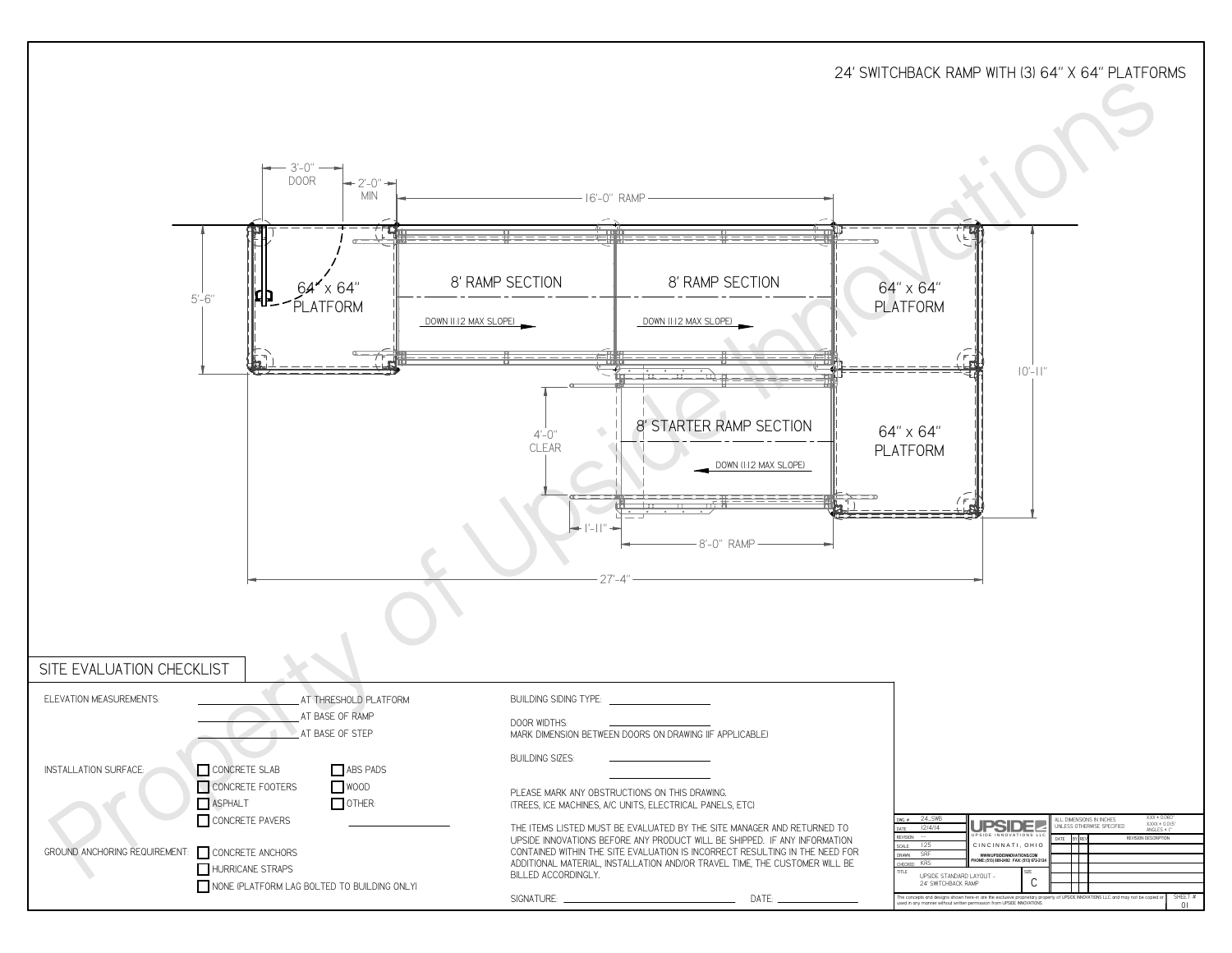# 24' SWITCHBACK RAMP WITH (3) 64" X 64" PLATFORMS

3'-0" DOOR
2'-0" MIN
16'-0" RAMP
5'-6"
64" x 64" PLATFORM
8' RAMP SECTION
DOWN (1:12 MAX SLOPE)
8' RAMP SECTION
DOWN (1:12 MAX SLOPE)
64" x 64" PLATFORM
10'-11"
4'-0" CLEAR
8' STARTER RAMP SECTION
DOWN (1:12 MAX SLOPE)
64" x 64" PLATFORM
1'-11"
8'-0" RAMP
27'-4"

## SITE EVALUATION CHECKLIST

ELEVATION MEASUREMENTS: ______ AT THRESHOLD PLATFORM
______ AT BASE OF RAMP
______ AT BASE OF STEP

INSTALLATION SURFACE:
- ☐ CONCRETE SLAB
- ☐ CONCRETE FOOTERS
- ☐ ASPHALT
- ☐ CONCRETE PAVERS
- ☐ ABS PADS
- ☐ WOOD
- ☐ OTHER ______

GROUND ANCHORING REQUIREMENT:
- ☐ CONCRETE ANCHORS
- ☐ HURRICANE STRAPS
- ☐ NONE (PLATFORM LAG BOLTED TO BUILDING ONLY)

BUILDING SIDING TYPE: ______

DOOR WIDTHS:
MARK DIMENSION BETWEEN DOORS ON DRAWING (IF APPLICABLE)

BUILDING SIZES: ______

PLEASE MARK ANY OBSTRUCTIONS ON THIS DRAWING.
(TREES, ICE MACHINES, A/C UNITS, ELECTRICAL PANELS, ETC)

THE ITEMS LISTED MUST BE EVALUATED BY THE SITE MANAGER AND RETURNED TO UPSIDE INNOVATIONS BEFORE ANY PRODUCT WILL BE SHIPPED. IF ANY INFORMATION CONTAINED WITHIN THE SITE EVALUATION IS INCORRECT RESULTING IN THE NEED FOR ADDITIONAL MATERIAL, INSTALLATION AND/OR TRAVEL TIME, THE CUSTOMER WILL BE BILLED ACCORDINGLY.

SIGNATURE: ______ DATE: ______

| | |
|---|---|
| DWG # | 24_SWB |
| DATE | 12/4/14 |
| REVISION | --- |
| SCALE | 1:25 |
| DRAWN | SRF |
| CHECKED | KRS |
| TITLE | UPSIDE STANDARD LAYOUT - 24' SWITCHBACK RAMP |
| SIZE | C |
| SHEET # | 01 |

UPSIDE INNOVATIONS LLC
CINCINNATI, OHIO
WWW.UPSIDEINNOVATIONS.COM
PHONE: (513) 889-2492 FAX: (513) 672-2124

ALL DIMENSIONS IN INCHES UNLESS OTHERWISE SPECIFIED
X.XX ± 0.060"
X.XXX ± 0.015"
ANGLES ± 1°

| DATE | BY | REV | REVISION DESCRIPTION |
|---|---|---|---|

The concepts and designs shown here-in are the exclusive proprietary property of UPSIDE INNOVATIONS LLC and may not be copied or used in any manner without written permission from UPSIDE INNOVATIONS.